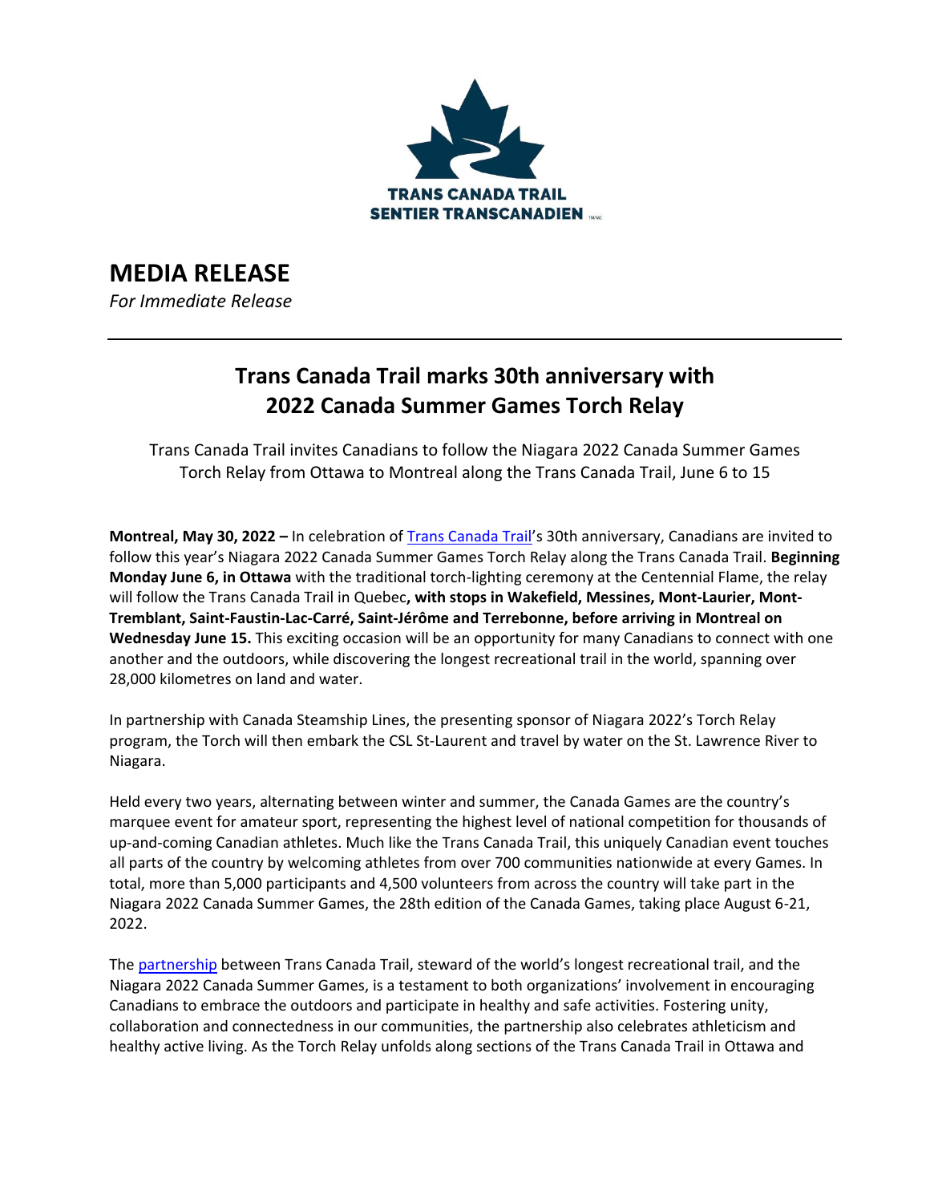TRANS CANADA TRAIL
SENTIER TRANSCANADIEN

# MEDIA RELEASE

*For Immediate Release*

---

## Trans Canada Trail marks 30th anniversary with 2022 Canada Summer Games Torch Relay

Trans Canada Trail invites Canadians to follow the Niagara 2022 Canada Summer Games Torch Relay from Ottawa to Montreal along the Trans Canada Trail, June 6 to 15

**Montreal, May 30, 2022 –** In celebration of Trans Canada Trail's 30th anniversary, Canadians are invited to follow this year's Niagara 2022 Canada Summer Games Torch Relay along the Trans Canada Trail. **Beginning Monday June 6, in Ottawa** with the traditional torch-lighting ceremony at the Centennial Flame, the relay will follow the Trans Canada Trail in Quebec**, with stops in Wakefield, Messines, Mont-Laurier, Mont-Tremblant, Saint-Faustin-Lac-Carré, Saint-Jérôme and Terrebonne, before arriving in Montreal on Wednesday June 15.** This exciting occasion will be an opportunity for many Canadians to connect with one another and the outdoors, while discovering the longest recreational trail in the world, spanning over 28,000 kilometres on land and water.

In partnership with Canada Steamship Lines, the presenting sponsor of Niagara 2022's Torch Relay program, the Torch will then embark the CSL St-Laurent and travel by water on the St. Lawrence River to Niagara.

Held every two years, alternating between winter and summer, the Canada Games are the country's marquee event for amateur sport, representing the highest level of national competition for thousands of up-and-coming Canadian athletes. Much like the Trans Canada Trail, this uniquely Canadian event touches all parts of the country by welcoming athletes from over 700 communities nationwide at every Games. In total, more than 5,000 participants and 4,500 volunteers from across the country will take part in the Niagara 2022 Canada Summer Games, the 28th edition of the Canada Games, taking place August 6-21, 2022.

The partnership between Trans Canada Trail, steward of the world's longest recreational trail, and the Niagara 2022 Canada Summer Games, is a testament to both organizations' involvement in encouraging Canadians to embrace the outdoors and participate in healthy and safe activities. Fostering unity, collaboration and connectedness in our communities, the partnership also celebrates athleticism and healthy active living. As the Torch Relay unfolds along sections of the Trans Canada Trail in Ottawa and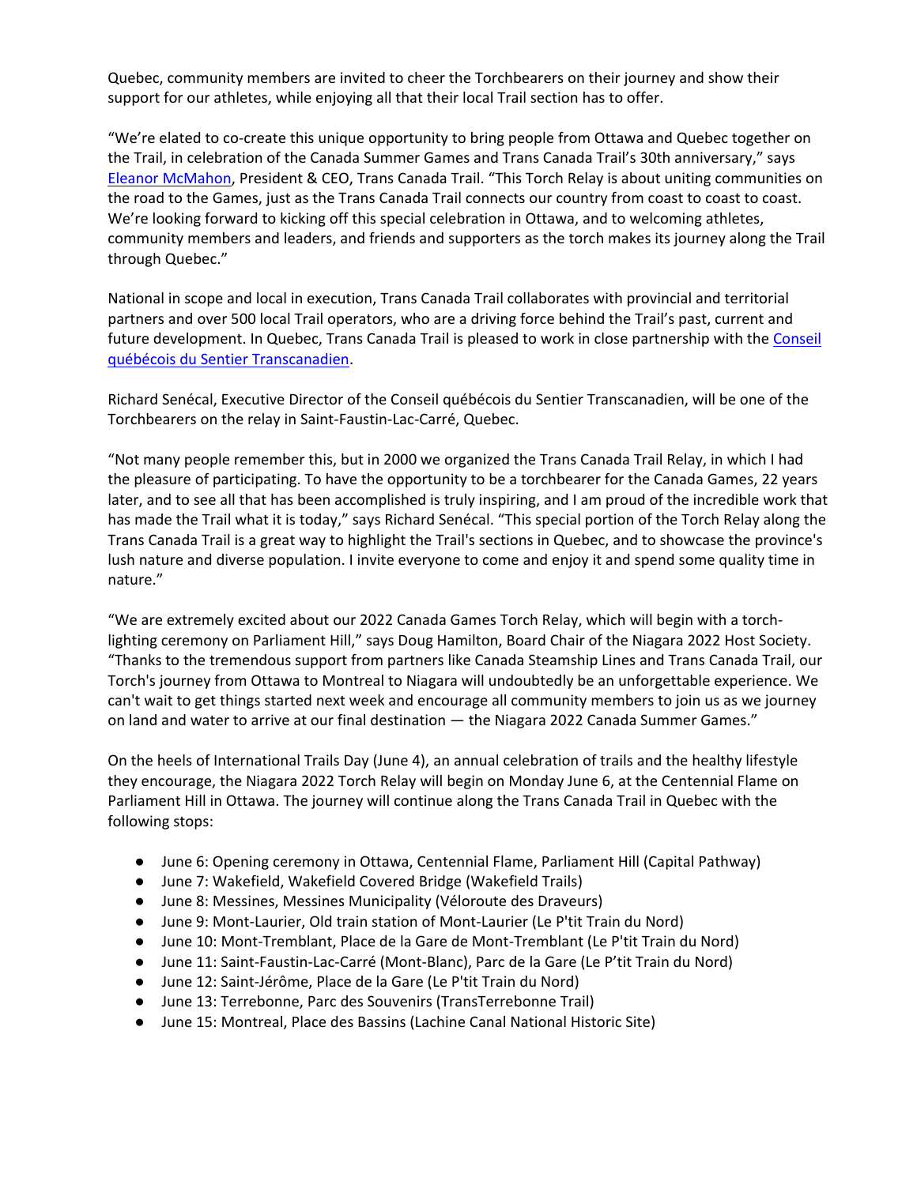Quebec, community members are invited to cheer the Torchbearers on their journey and show their support for our athletes, while enjoying all that their local Trail section has to offer.

"We're elated to co-create this unique opportunity to bring people from Ottawa and Quebec together on the Trail, in celebration of the Canada Summer Games and Trans Canada Trail's 30th anniversary," says [Eleanor McMahon](), President & CEO, Trans Canada Trail. "This Torch Relay is about uniting communities on the road to the Games, just as the Trans Canada Trail connects our country from coast to coast to coast. We're looking forward to kicking off this special celebration in Ottawa, and to welcoming athletes, community members and leaders, and friends and supporters as the torch makes its journey along the Trail through Quebec."

National in scope and local in execution, Trans Canada Trail collaborates with provincial and territorial partners and over 500 local Trail operators, who are a driving force behind the Trail's past, current and future development. In Quebec, Trans Canada Trail is pleased to work in close partnership with the [Conseil québécois du Sentier Transcanadien]().

Richard Senécal, Executive Director of the Conseil québécois du Sentier Transcanadien, will be one of the Torchbearers on the relay in Saint-Faustin-Lac-Carré, Quebec.

"Not many people remember this, but in 2000 we organized the Trans Canada Trail Relay, in which I had the pleasure of participating. To have the opportunity to be a torchbearer for the Canada Games, 22 years later, and to see all that has been accomplished is truly inspiring, and I am proud of the incredible work that has made the Trail what it is today," says Richard Senécal. "This special portion of the Torch Relay along the Trans Canada Trail is a great way to highlight the Trail's sections in Quebec, and to showcase the province's lush nature and diverse population. I invite everyone to come and enjoy it and spend some quality time in nature."

"We are extremely excited about our 2022 Canada Games Torch Relay, which will begin with a torch-lighting ceremony on Parliament Hill," says Doug Hamilton, Board Chair of the Niagara 2022 Host Society. "Thanks to the tremendous support from partners like Canada Steamship Lines and Trans Canada Trail, our Torch's journey from Ottawa to Montreal to Niagara will undoubtedly be an unforgettable experience. We can't wait to get things started next week and encourage all community members to join us as we journey on land and water to arrive at our final destination — the Niagara 2022 Canada Summer Games."

On the heels of International Trails Day (June 4), an annual celebration of trails and the healthy lifestyle they encourage, the Niagara 2022 Torch Relay will begin on Monday June 6, at the Centennial Flame on Parliament Hill in Ottawa. The journey will continue along the Trans Canada Trail in Quebec with the following stops:

- June 6: Opening ceremony in Ottawa, Centennial Flame, Parliament Hill (Capital Pathway)
- June 7: Wakefield, Wakefield Covered Bridge (Wakefield Trails)
- June 8: Messines, Messines Municipality (Véloroute des Draveurs)
- June 9: Mont-Laurier, Old train station of Mont-Laurier (Le P'tit Train du Nord)
- June 10: Mont-Tremblant, Place de la Gare de Mont-Tremblant (Le P'tit Train du Nord)
- June 11: Saint-Faustin-Lac-Carré (Mont-Blanc), Parc de la Gare (Le P'tit Train du Nord)
- June 12: Saint-Jérôme, Place de la Gare (Le P'tit Train du Nord)
- June 13: Terrebonne, Parc des Souvenirs (TransTerrebonne Trail)
- June 15: Montreal, Place des Bassins (Lachine Canal National Historic Site)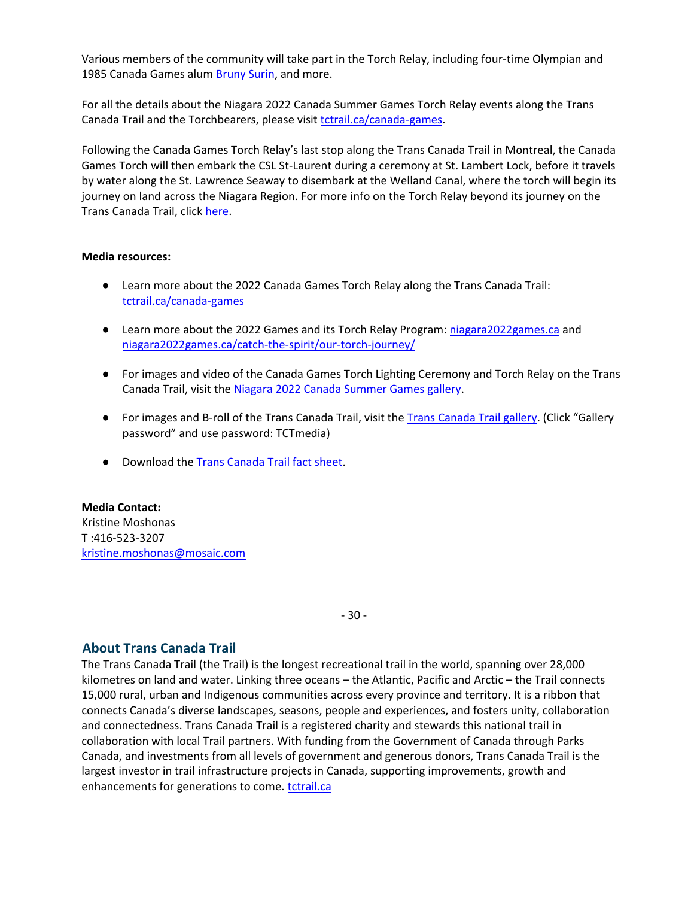Various members of the community will take part in the Torch Relay, including four-time Olympian and 1985 Canada Games alum Bruny Surin, and more.

For all the details about the Niagara 2022 Canada Summer Games Torch Relay events along the Trans Canada Trail and the Torchbearers, please visit tctrail.ca/canada-games.

Following the Canada Games Torch Relay's last stop along the Trans Canada Trail in Montreal, the Canada Games Torch will then embark the CSL St-Laurent during a ceremony at St. Lambert Lock, before it travels by water along the St. Lawrence Seaway to disembark at the Welland Canal, where the torch will begin its journey on land across the Niagara Region. For more info on the Torch Relay beyond its journey on the Trans Canada Trail, click here.

**Media resources:**

- Learn more about the 2022 Canada Games Torch Relay along the Trans Canada Trail: tctrail.ca/canada-games
- Learn more about the 2022 Games and its Torch Relay Program: niagara2022games.ca and niagara2022games.ca/catch-the-spirit/our-torch-journey/
- For images and video of the Canada Games Torch Lighting Ceremony and Torch Relay on the Trans Canada Trail, visit the Niagara 2022 Canada Summer Games gallery.
- For images and B-roll of the Trans Canada Trail, visit the Trans Canada Trail gallery. (Click "Gallery password" and use password: TCTmedia)
- Download the Trans Canada Trail fact sheet.

**Media Contact:**
Kristine Moshonas
T :416-523-3207
kristine.moshonas@mosaic.com

- 30 -

## About Trans Canada Trail

The Trans Canada Trail (the Trail) is the longest recreational trail in the world, spanning over 28,000 kilometres on land and water. Linking three oceans – the Atlantic, Pacific and Arctic – the Trail connects 15,000 rural, urban and Indigenous communities across every province and territory. It is a ribbon that connects Canada's diverse landscapes, seasons, people and experiences, and fosters unity, collaboration and connectedness. Trans Canada Trail is a registered charity and stewards this national trail in collaboration with local Trail partners. With funding from the Government of Canada through Parks Canada, and investments from all levels of government and generous donors, Trans Canada Trail is the largest investor in trail infrastructure projects in Canada, supporting improvements, growth and enhancements for generations to come. tctrail.ca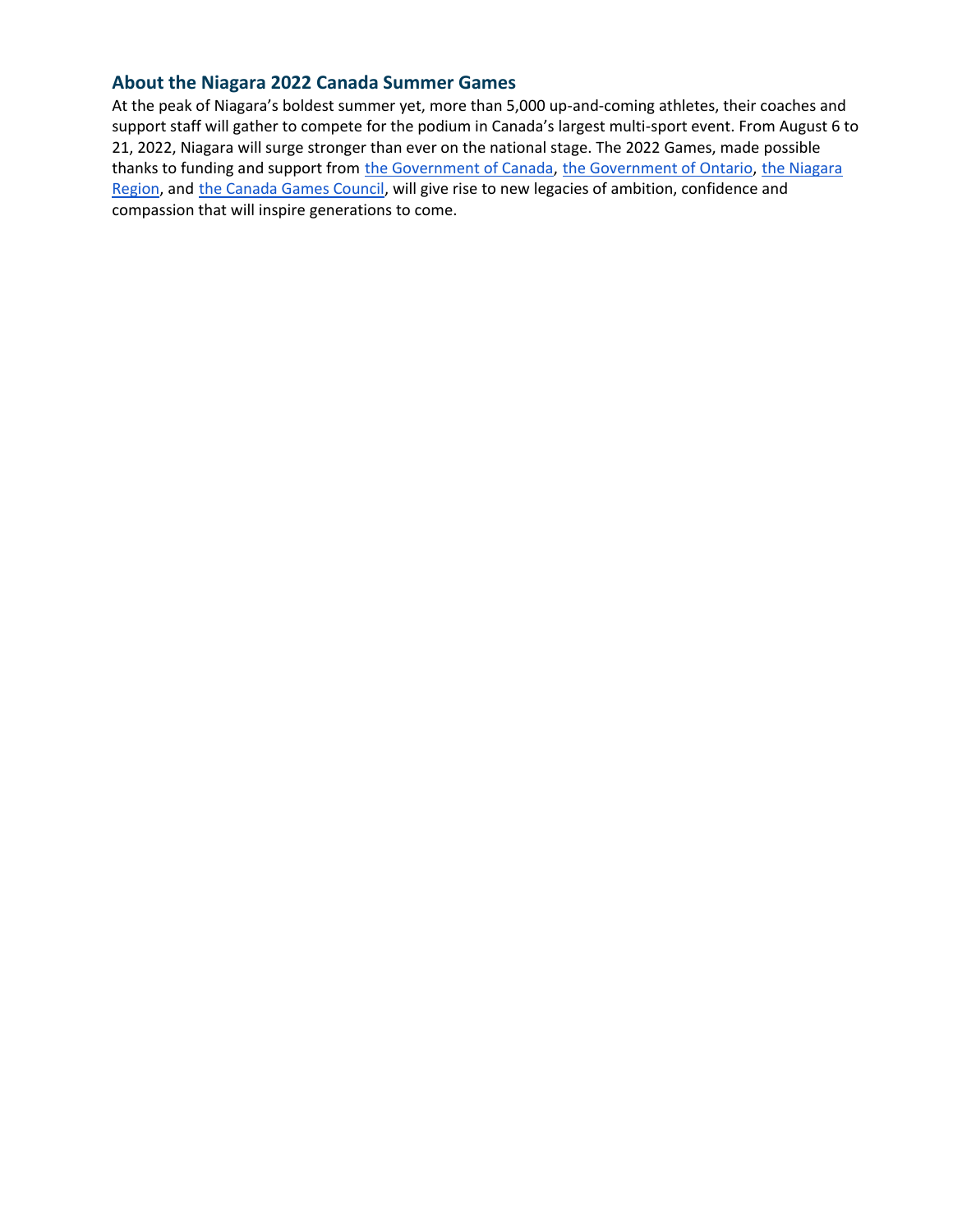## About the Niagara 2022 Canada Summer Games

At the peak of Niagara's boldest summer yet, more than 5,000 up-and-coming athletes, their coaches and support staff will gather to compete for the podium in Canada's largest multi-sport event. From August 6 to 21, 2022, Niagara will surge stronger than ever on the national stage. The 2022 Games, made possible thanks to funding and support from the Government of Canada, the Government of Ontario, the Niagara Region, and the Canada Games Council, will give rise to new legacies of ambition, confidence and compassion that will inspire generations to come.